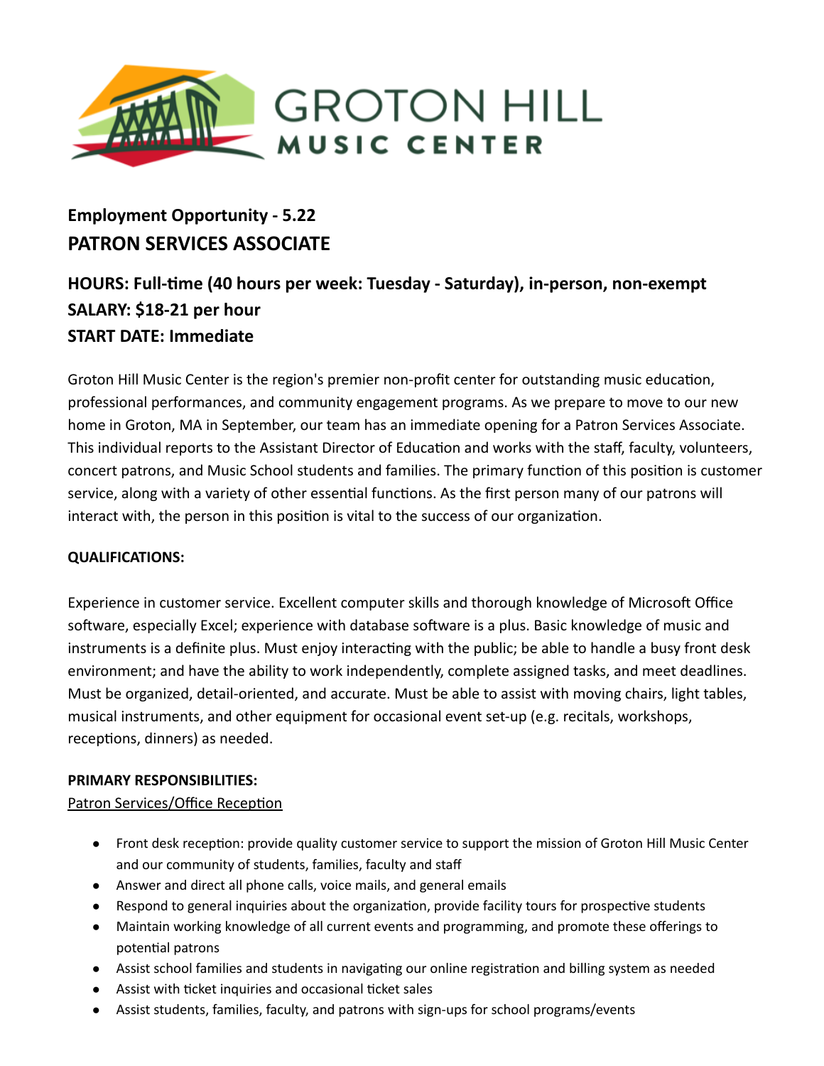GROTON HILL
MUSIC CENTER

## Employment Opportunity - 5.22
## PATRON SERVICES ASSOCIATE

### HOURS: Full-time (40 hours per week: Tuesday - Saturday), in-person, non-exempt
### SALARY: $18-21 per hour
### START DATE: Immediate

Groton Hill Music Center is the region's premier non-profit center for outstanding music education, professional performances, and community engagement programs. As we prepare to move to our new home in Groton, MA in September, our team has an immediate opening for a Patron Services Associate. This individual reports to the Assistant Director of Education and works with the staff, faculty, volunteers, concert patrons, and Music School students and families. The primary function of this position is customer service, along with a variety of other essential functions. As the first person many of our patrons will interact with, the person in this position is vital to the success of our organization.

**QUALIFICATIONS:**

Experience in customer service. Excellent computer skills and thorough knowledge of Microsoft Office software, especially Excel; experience with database software is a plus. Basic knowledge of music and instruments is a definite plus. Must enjoy interacting with the public; be able to handle a busy front desk environment; and have the ability to work independently, complete assigned tasks, and meet deadlines. Must be organized, detail-oriented, and accurate. Must be able to assist with moving chairs, light tables, musical instruments, and other equipment for occasional event set-up (e.g. recitals, workshops, receptions, dinners) as needed.

**PRIMARY RESPONSIBILITIES:**

Patron Services/Office Reception

- Front desk reception: provide quality customer service to support the mission of Groton Hill Music Center and our community of students, families, faculty and staff
- Answer and direct all phone calls, voice mails, and general emails
- Respond to general inquiries about the organization, provide facility tours for prospective students
- Maintain working knowledge of all current events and programming, and promote these offerings to potential patrons
- Assist school families and students in navigating our online registration and billing system as needed
- Assist with ticket inquiries and occasional ticket sales
- Assist students, families, faculty, and patrons with sign-ups for school programs/events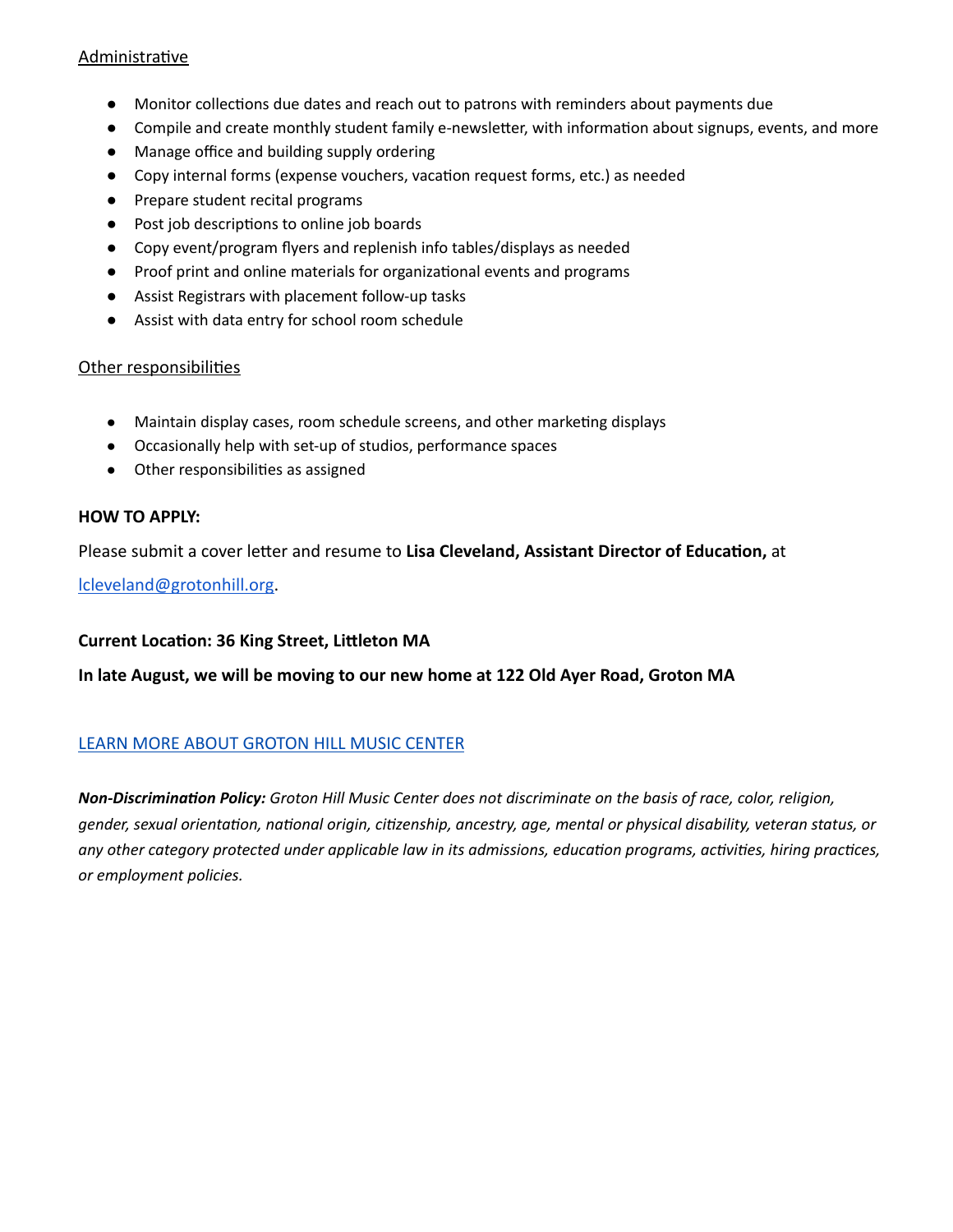Administrative

- Monitor collections due dates and reach out to patrons with reminders about payments due
- Compile and create monthly student family e-newsletter, with information about signups, events, and more
- Manage office and building supply ordering
- Copy internal forms (expense vouchers, vacation request forms, etc.) as needed
- Prepare student recital programs
- Post job descriptions to online job boards
- Copy event/program flyers and replenish info tables/displays as needed
- Proof print and online materials for organizational events and programs
- Assist Registrars with placement follow-up tasks
- Assist with data entry for school room schedule

Other responsibilities

- Maintain display cases, room schedule screens, and other marketing displays
- Occasionally help with set-up of studios, performance spaces
- Other responsibilities as assigned

**HOW TO APPLY:**

Please submit a cover letter and resume to **Lisa Cleveland, Assistant Director of Education,** at [lcleveland@grotonhill.org](mailto:lcleveland@grotonhill.org).

**Current Location: 36 King Street, Littleton MA**

**In late August, we will be moving to our new home at 122 Old Ayer Road, Groton MA**

[LEARN MORE ABOUT GROTON HILL MUSIC CENTER]()

***Non-Discrimination Policy:*** *Groton Hill Music Center does not discriminate on the basis of race, color, religion, gender, sexual orientation, national origin, citizenship, ancestry, age, mental or physical disability, veteran status, or any other category protected under applicable law in its admissions, education programs, activities, hiring practices, or employment policies.*